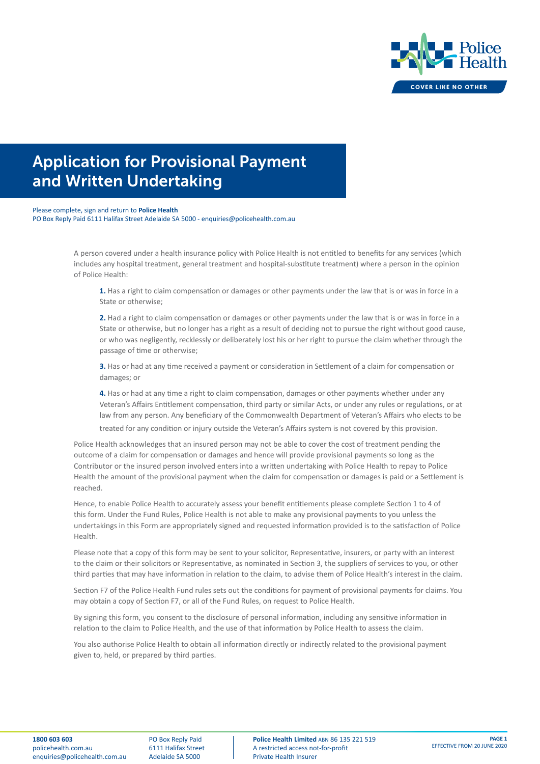# Application for Provisional Payment and Written Undertaking

Please complete, sign and return to **Police Health**
PO Box Reply Paid 6111 Halifax Street Adelaide SA 5000 - enquiries@policehealth.com.au

A person covered under a health insurance policy with Police Health is not entitled to benefits for any services (which includes any hospital treatment, general treatment and hospital-substitute treatment) where a person in the opinion of Police Health:

**1.** Has a right to claim compensation or damages or other payments under the law that is or was in force in a State or otherwise;

**2.** Had a right to claim compensation or damages or other payments under the law that is or was in force in a State or otherwise, but no longer has a right as a result of deciding not to pursue the right without good cause, or who was negligently, recklessly or deliberately lost his or her right to pursue the claim whether through the passage of time or otherwise;

**3.** Has or had at any time received a payment or consideration in Settlement of a claim for compensation or damages; or

**4.** Has or had at any time a right to claim compensation, damages or other payments whether under any Veteran's Affairs Entitlement compensation, third party or similar Acts, or under any rules or regulations, or at law from any person. Any beneficiary of the Commonwealth Department of Veteran's Affairs who elects to be treated for any condition or injury outside the Veteran's Affairs system is not covered by this provision.

Police Health acknowledges that an insured person may not be able to cover the cost of treatment pending the outcome of a claim for compensation or damages and hence will provide provisional payments so long as the Contributor or the insured person involved enters into a written undertaking with Police Health to repay to Police Health the amount of the provisional payment when the claim for compensation or damages is paid or a Settlement is reached.

Hence, to enable Police Health to accurately assess your benefit entitlements please complete Section 1 to 4 of this form. Under the Fund Rules, Police Health is not able to make any provisional payments to you unless the undertakings in this Form are appropriately signed and requested information provided is to the satisfaction of Police Health.

Please note that a copy of this form may be sent to your solicitor, Representative, insurers, or party with an interest to the claim or their solicitors or Representative, as nominated in Section 3, the suppliers of services to you, or other third parties that may have information in relation to the claim, to advise them of Police Health's interest in the claim.

Section F7 of the Police Health Fund rules sets out the conditions for payment of provisional payments for claims. You may obtain a copy of Section F7, or all of the Fund Rules, on request to Police Health.

By signing this form, you consent to the disclosure of personal information, including any sensitive information in relation to the claim to Police Health, and the use of that information by Police Health to assess the claim.

You also authorise Police Health to obtain all information directly or indirectly related to the provisional payment given to, held, or prepared by third parties.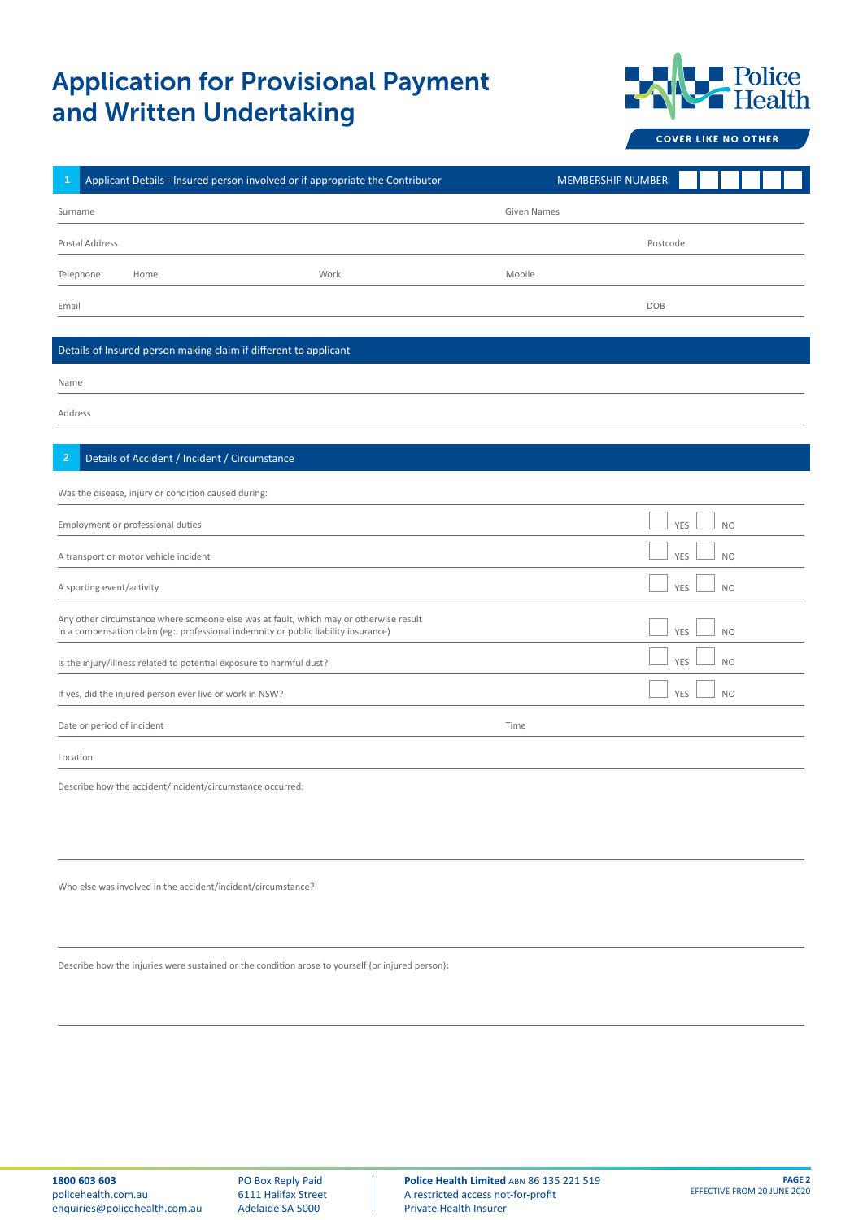# Application for Provisional Payment and Written Undertaking

Police Health

COVER LIKE NO OTHER

## 1 Applicant Details - Insured person involved or if appropriate the Contributor

MEMBERSHIP NUMBER

Surname

Given Names

Postal Address

Postcode

Telephone: Home

Work

Mobile

Email

DOB

## Details of Insured person making claim if different to applicant

Name

Address

## 2 Details of Accident / Incident / Circumstance

Was the disease, injury or condition caused during:

| | | |
|---|---|---|
| Employment or professional duties | YES | NO |
| A transport or motor vehicle incident | YES | NO |
| A sporting event/activity | YES | NO |
| Any other circumstance where someone else was at fault, which may or otherwise result in a compensation claim (eg:. professional indemnity or public liability insurance) | YES | NO |
| Is the injury/illness related to potential exposure to harmful dust? | YES | NO |
| If yes, did the injured person ever live or work in NSW? | YES | NO |

Date or period of incident

Time

Location

Describe how the accident/incident/circumstance occurred:

Who else was involved in the accident/incident/circumstance?

Describe how the injuries were sustained or the condition arose to yourself (or injured person):

**1800 603 603**
policehealth.com.au
enquiries@policehealth.com.au

PO Box Reply Paid
6111 Halifax Street
Adelaide SA 5000

**Police Health Limited** ABN 86 135 221 519
A restricted access not-for-profit
Private Health Insurer

EFFECTIVE FROM 20 JUNE 2020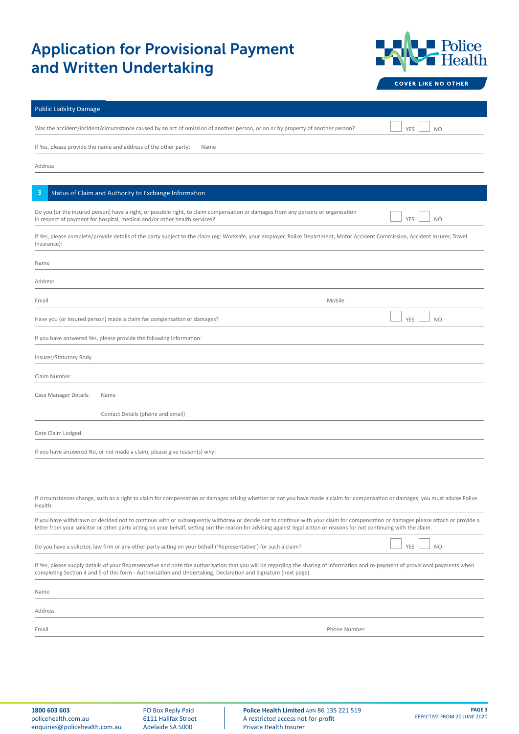# Application for Provisional Payment and Written Undertaking

## Public Liability Damage

Was the accident/incident/circumstance caused by an act of omission of another person, or on or by property of another person? ☐ YES ☐ NO

If Yes, please provide the name and address of the other party: Name

Address

## 3 Status of Claim and Authority to Exchange Information

Do you (or the insured person) have a right, or possible right, to claim compensation or damages from any persons or organisation in respect of payment for hospital, medical and/or other health services? ☐ YES ☐ NO

If Yes, please complete/provide details of the party subject to the claim (eg: Worksafe, your employer, Police Department, Motor Accident Commission, Accident Insurer, Travel Insurance):

Name

Address

Email | Mobile

Have you (or insured person) made a claim for compensation or damages? ☐ YES ☐ NO

If you have answered Yes, please provide the following information:

Insurer/Statutory Body

Claim Number

Case Manager Details: Name

Contact Details (phone and email)

Date Claim Lodged

If you have answered No, or not made a claim, please give reason(s) why:

If circumstances change, such as a right to claim for compensation or damages arising whether or not you have made a claim for compensation or damages, you must advise Police Health.

If you have withdrawn or decided not to continue with or subsequently withdraw or decide not to continue with your claim for compensation or damages please attach or provide a letter from your solicitor or other party acting on your behalf, setting out the reason for advising against legal action or reasons for not continuing with the claim.

Do you have a solicitor, law firm or any other party acting on your behalf ('Representative') for such a claim? ☐ YES ☐ NO

If Yes, please supply details of your Representative and note the authorisation that you will be regarding the sharing of information and re-payment of provisional payments when completing Section 4 and 5 of this form - Authorisation and Undertaking, Declaration and Signature (next page).

Name

Address

Email | Phone Number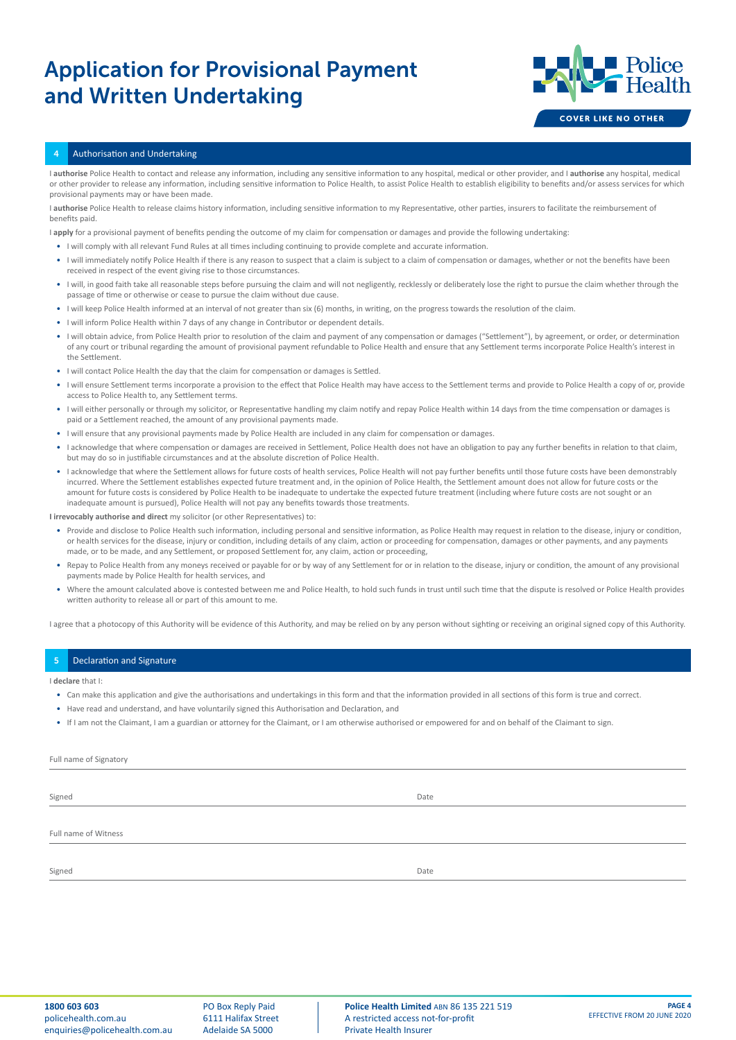# Application for Provisional Payment and Written Undertaking

Police Health

COVER LIKE NO OTHER

## 4 Authorisation and Undertaking

I **authorise** Police Health to contact and release any information, including any sensitive information to any hospital, medical or other provider, and I **authorise** any hospital, medical or other provider to release any information, including sensitive information to Police Health, to assist Police Health to establish eligibility to benefits and/or assess services for which provisional payments may or have been made.

I **authorise** Police Health to release claims history information, including sensitive information to my Representative, other parties, insurers to facilitate the reimbursement of benefits paid.

I **apply** for a provisional payment of benefits pending the outcome of my claim for compensation or damages and provide the following undertaking:

- I will comply with all relevant Fund Rules at all times including continuing to provide complete and accurate information.
- I will immediately notify Police Health if there is any reason to suspect that a claim is subject to a claim of compensation or damages, whether or not the benefits have been received in respect of the event giving rise to those circumstances.
- I will, in good faith take all reasonable steps before pursuing the claim and will not negligently, recklessly or deliberately lose the right to pursue the claim whether through the passage of time or otherwise or cease to pursue the claim without due cause.
- I will keep Police Health informed at an interval of not greater than six (6) months, in writing, on the progress towards the resolution of the claim.
- I will inform Police Health within 7 days of any change in Contributor or dependent details.
- I will obtain advice, from Police Health prior to resolution of the claim and payment of any compensation or damages ("Settlement"), by agreement, or order, or determination of any court or tribunal regarding the amount of provisional payment refundable to Police Health and ensure that any Settlement terms incorporate Police Health's interest in the Settlement.
- I will contact Police Health the day that the claim for compensation or damages is Settled.
- I will ensure Settlement terms incorporate a provision to the effect that Police Health may have access to the Settlement terms and provide to Police Health a copy of or, provide access to Police Health to, any Settlement terms.
- I will either personally or through my solicitor, or Representative handling my claim notify and repay Police Health within 14 days from the time compensation or damages is paid or a Settlement reached, the amount of any provisional payments made.
- I will ensure that any provisional payments made by Police Health are included in any claim for compensation or damages.
- I acknowledge that where compensation or damages are received in Settlement, Police Health does not have an obligation to pay any further benefits in relation to that claim, but may do so in justifiable circumstances and at the absolute discretion of Police Health.
- I acknowledge that where the Settlement allows for future costs of health services, Police Health will not pay further benefits until those future costs have been demonstrably incurred. Where the Settlement establishes expected future treatment and, in the opinion of Police Health, the Settlement amount does not allow for future costs or the amount for future costs is considered by Police Health to be inadequate to undertake the expected future treatment (including where future costs are not sought or an inadequate amount is pursued), Police Health will not pay any benefits towards those treatments.

**I irrevocably authorise and direct** my solicitor (or other Representatives) to:

- Provide and disclose to Police Health such information, including personal and sensitive information, as Police Health may request in relation to the disease, injury or condition, or health services for the disease, injury or condition, including details of any claim, action or proceeding for compensation, damages or other payments, and any payments made, or to be made, and any Settlement, or proposed Settlement for, any claim, action or proceeding,
- Repay to Police Health from any moneys received or payable for or by way of any Settlement for or in relation to the disease, injury or condition, the amount of any provisional payments made by Police Health for health services, and
- Where the amount calculated above is contested between me and Police Health, to hold such funds in trust until such time that the dispute is resolved or Police Health provides written authority to release all or part of this amount to me.

I agree that a photocopy of this Authority will be evidence of this Authority, and may be relied on by any person without sighting or receiving an original signed copy of this Authority.

## 5 Declaration and Signature

I **declare** that I:

- Can make this application and give the authorisations and undertakings in this form and that the information provided in all sections of this form is true and correct.
- Have read and understand, and have voluntarily signed this Authorisation and Declaration, and
- If I am not the Claimant, I am a guardian or attorney for the Claimant, or I am otherwise authorised or empowered for and on behalf of the Claimant to sign.

Full name of Signatory ______________________________

Signed ______________________________ Date ______________________________

Full name of Witness ______________________________

Signed ______________________________ Date ______________________________

1800 603 603
policehealth.com.au
enquiries@policehealth.com.au

PO Box Reply Paid
6111 Halifax Street
Adelaide SA 5000

**Police Health Limited** ABN 86 135 221 519
A restricted access not-for-profit
Private Health Insurer

EFFECTIVE FROM 20 JUNE 2020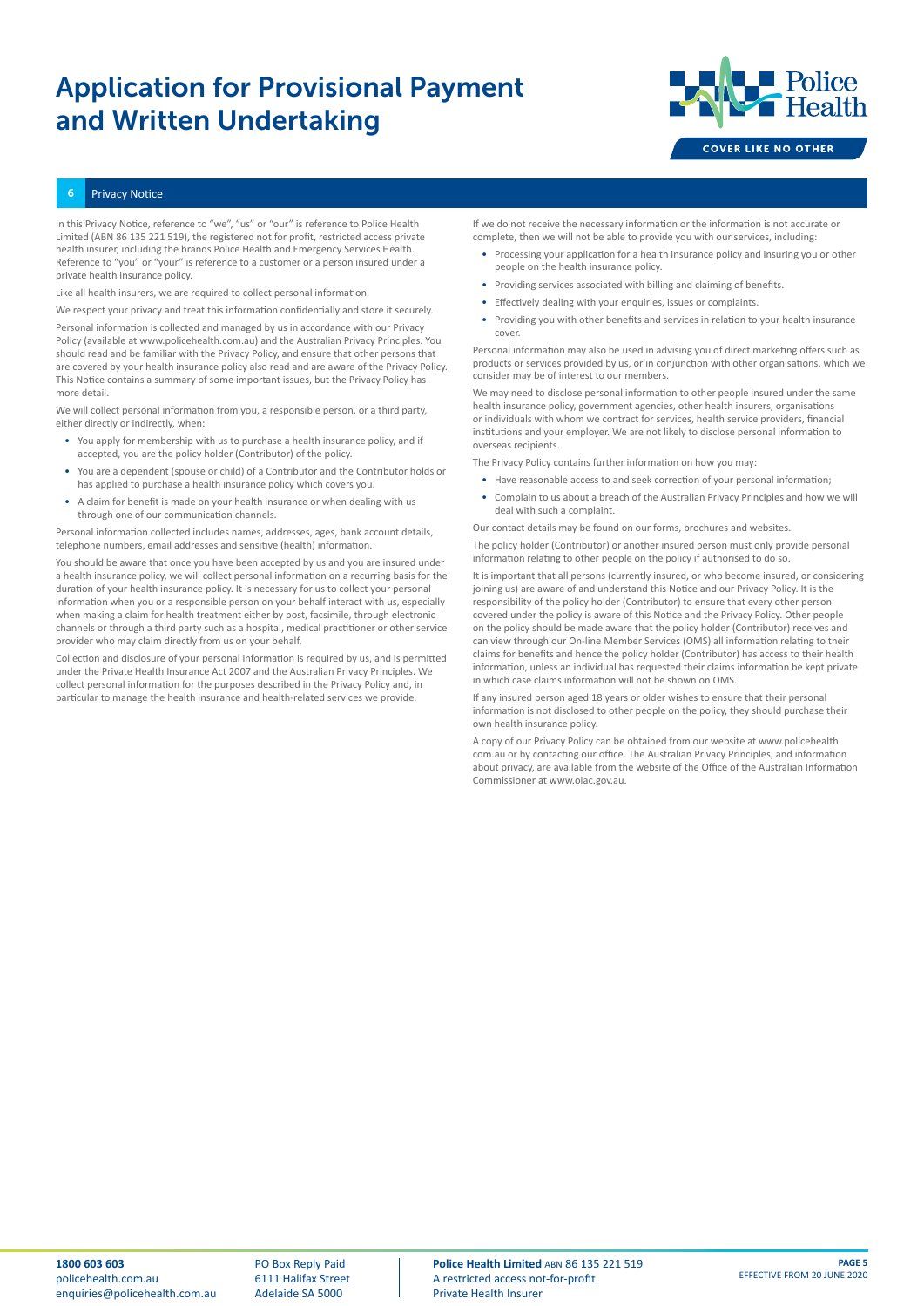# Application for Provisional Payment and Written Undertaking

## 6 Privacy Notice

In this Privacy Notice, reference to "we", "us" or "our" is reference to Police Health Limited (ABN 86 135 221 519), the registered not for profit, restricted access private health insurer, including the brands Police Health and Emergency Services Health. Reference to "you" or "your" is reference to a customer or a person insured under a private health insurance policy.

Like all health insurers, we are required to collect personal information.

We respect your privacy and treat this information confidentially and store it securely.

Personal information is collected and managed by us in accordance with our Privacy Policy (available at www.policehealth.com.au) and the Australian Privacy Principles. You should read and be familiar with the Privacy Policy, and ensure that other persons that are covered by your health insurance policy also read and are aware of the Privacy Policy. This Notice contains a summary of some important issues, but the Privacy Policy has more detail.

We will collect personal information from you, a responsible person, or a third party, either directly or indirectly, when:

- You apply for membership with us to purchase a health insurance policy, and if accepted, you are the policy holder (Contributor) of the policy.
- You are a dependent (spouse or child) of a Contributor and the Contributor holds or has applied to purchase a health insurance policy which covers you.
- A claim for benefit is made on your health insurance or when dealing with us through one of our communication channels.

Personal information collected includes names, addresses, ages, bank account details, telephone numbers, email addresses and sensitive (health) information.

You should be aware that once you have been accepted by us and you are insured under a health insurance policy, we will collect personal information on a recurring basis for the duration of your health insurance policy. It is necessary for us to collect your personal information when you or a responsible person on your behalf interact with us, especially when making a claim for health treatment either by post, facsimile, through electronic channels or through a third party such as a hospital, medical practitioner or other service provider who may claim directly from us on your behalf.

Collection and disclosure of your personal information is required by us, and is permitted under the Private Health Insurance Act 2007 and the Australian Privacy Principles. We collect personal information for the purposes described in the Privacy Policy and, in particular to manage the health insurance and health-related services we provide.

If we do not receive the necessary information or the information is not accurate or complete, then we will not be able to provide you with our services, including:

- Processing your application for a health insurance policy and insuring you or other people on the health insurance policy.
- Providing services associated with billing and claiming of benefits.
- Effectively dealing with your enquiries, issues or complaints.
- Providing you with other benefits and services in relation to your health insurance cover.

Personal information may also be used in advising you of direct marketing offers such as products or services provided by us, or in conjunction with other organisations, which we consider may be of interest to our members.

We may need to disclose personal information to other people insured under the same health insurance policy, government agencies, other health insurers, organisations or individuals with whom we contract for services, health service providers, financial institutions and your employer. We are not likely to disclose personal information to overseas recipients.

The Privacy Policy contains further information on how you may:

- Have reasonable access to and seek correction of your personal information;
- Complain to us about a breach of the Australian Privacy Principles and how we will deal with such a complaint.

Our contact details may be found on our forms, brochures and websites.

The policy holder (Contributor) or another insured person must only provide personal information relating to other people on the policy if authorised to do so.

It is important that all persons (currently insured, or who become insured, or considering joining us) are aware of and understand this Notice and our Privacy Policy. It is the responsibility of the policy holder (Contributor) to ensure that every other person covered under the policy is aware of this Notice and the Privacy Policy. Other people on the policy should be made aware that the policy holder (Contributor) receives and can view through our On-line Member Services (OMS) all information relating to their claims for benefits and hence the policy holder (Contributor) has access to their health information, unless an individual has requested their claims information be kept private in which case claims information will not be shown on OMS.

If any insured person aged 18 years or older wishes to ensure that their personal information is not disclosed to other people on the policy, they should purchase their own health insurance policy.

A copy of our Privacy Policy can be obtained from our website at www.policehealth.com.au or by contacting our office. The Australian Privacy Principles, and information about privacy, are available from the website of the Office of the Australian Information Commissioner at www.oiac.gov.au.

**1800 603 603**
policehealth.com.au
enquiries@policehealth.com.au

PO Box Reply Paid
6111 Halifax Street
Adelaide SA 5000

**Police Health Limited** ABN 86 135 221 519
A restricted access not-for-profit
Private Health Insurer

EFFECTIVE FROM 20 JUNE 2020